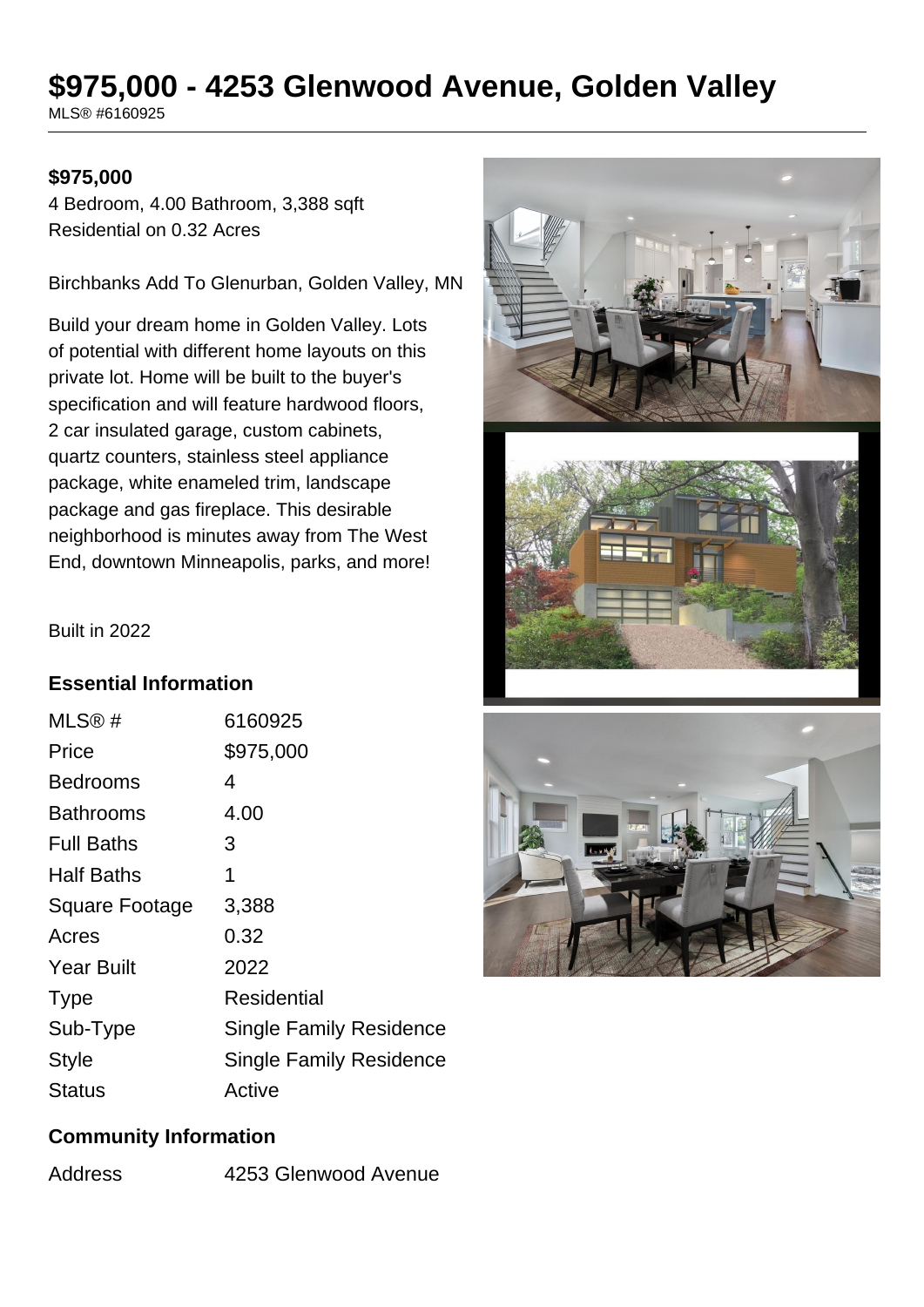# $975,000 - 4253 Glenwood Avenue, Golden Valley

MLS® #6160925

**$975,000**

4 Bedroom, 4.00 Bathroom, 3,388 sqft
Residential on 0.32 Acres

Birchbanks Add To Glenurban, Golden Valley, MN

Build your dream home in Golden Valley. Lots of potential with different home layouts on this private lot. Home will be built to the buyer's specification and will feature hardwood floors, 2 car insulated garage, custom cabinets, quartz counters, stainless steel appliance package, white enameled trim, landscape package and gas fireplace. This desirable neighborhood is minutes away from The West End, downtown Minneapolis, parks, and more!

Built in 2022

## Essential Information

| | |
|---|---|
| MLS® # | 6160925 |
| Price | $975,000 |
| Bedrooms | 4 |
| Bathrooms | 4.00 |
| Full Baths | 3 |
| Half Baths | 1 |
| Square Footage | 3,388 |
| Acres | 0.32 |
| Year Built | 2022 |
| Type | Residential |
| Sub-Type | Single Family Residence |
| Style | Single Family Residence |
| Status | Active |

## Community Information

| | |
|---|---|
| Address | 4253 Glenwood Avenue |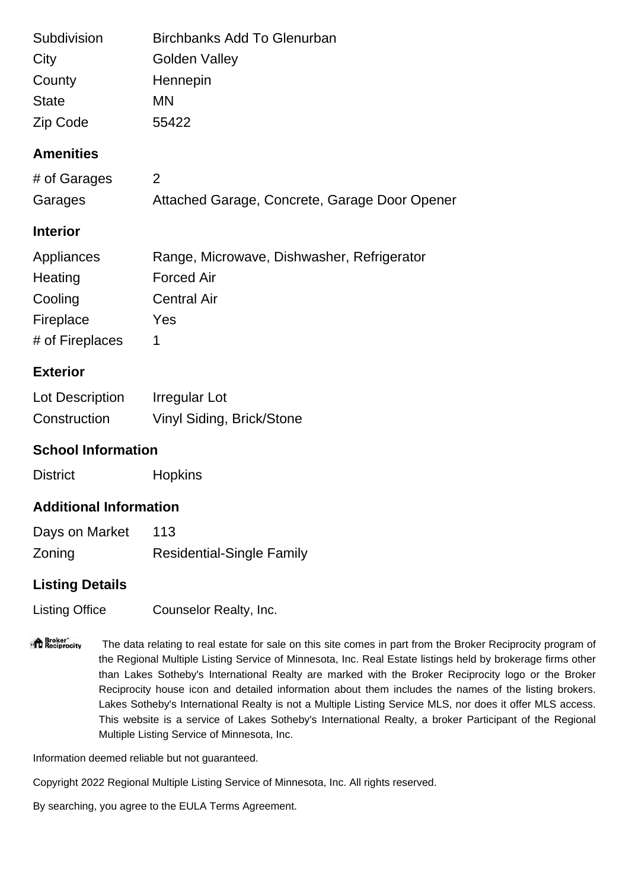| | |
|---|---|
| Subdivision | Birchbanks Add To Glenurban |
| City | Golden Valley |
| County | Hennepin |
| State | MN |
| Zip Code | 55422 |

## Amenities

| | |
|---|---|
| # of Garages | 2 |
| Garages | Attached Garage, Concrete, Garage Door Opener |

## Interior

| | |
|---|---|
| Appliances | Range, Microwave, Dishwasher, Refrigerator |
| Heating | Forced Air |
| Cooling | Central Air |
| Fireplace | Yes |
| # of Fireplaces | 1 |

## Exterior

| | |
|---|---|
| Lot Description | Irregular Lot |
| Construction | Vinyl Siding, Brick/Stone |

## School Information

| | |
|---|---|
| District | Hopkins |

## Additional Information

| | |
|---|---|
| Days on Market | 113 |
| Zoning | Residential-Single Family |

## Listing Details

| | |
|---|---|
| Listing Office | Counselor Realty, Inc. |

Broker Reciprocity The data relating to real estate for sale on this site comes in part from the Broker Reciprocity program of the Regional Multiple Listing Service of Minnesota, Inc. Real Estate listings held by brokerage firms other than Lakes Sotheby's International Realty are marked with the Broker Reciprocity logo or the Broker Reciprocity house icon and detailed information about them includes the names of the listing brokers. Lakes Sotheby's International Realty is not a Multiple Listing Service MLS, nor does it offer MLS access. This website is a service of Lakes Sotheby's International Realty, a broker Participant of the Regional Multiple Listing Service of Minnesota, Inc.

Information deemed reliable but not guaranteed.

Copyright 2022 Regional Multiple Listing Service of Minnesota, Inc. All rights reserved.

By searching, you agree to the EULA Terms Agreement.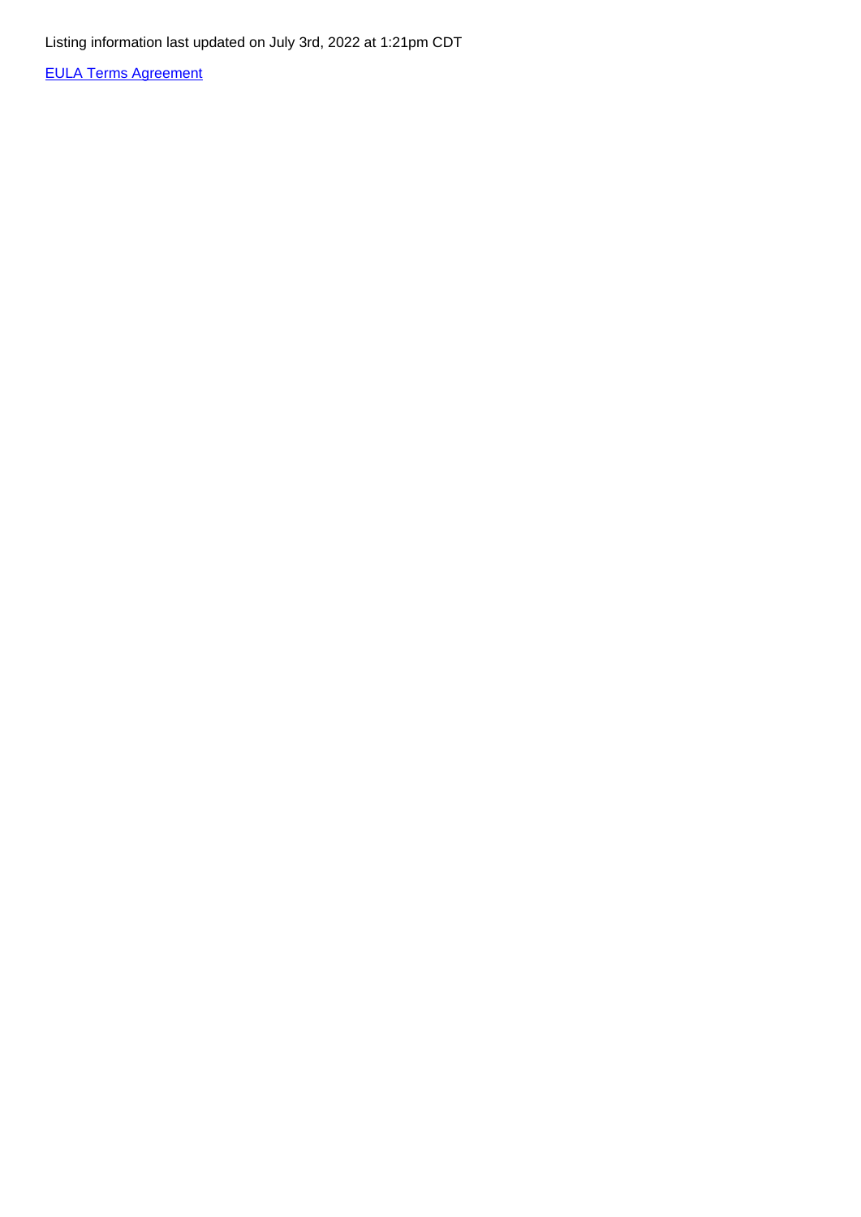Listing information last updated on July 3rd, 2022 at 1:21pm CDT

[EULA Terms Agreement]